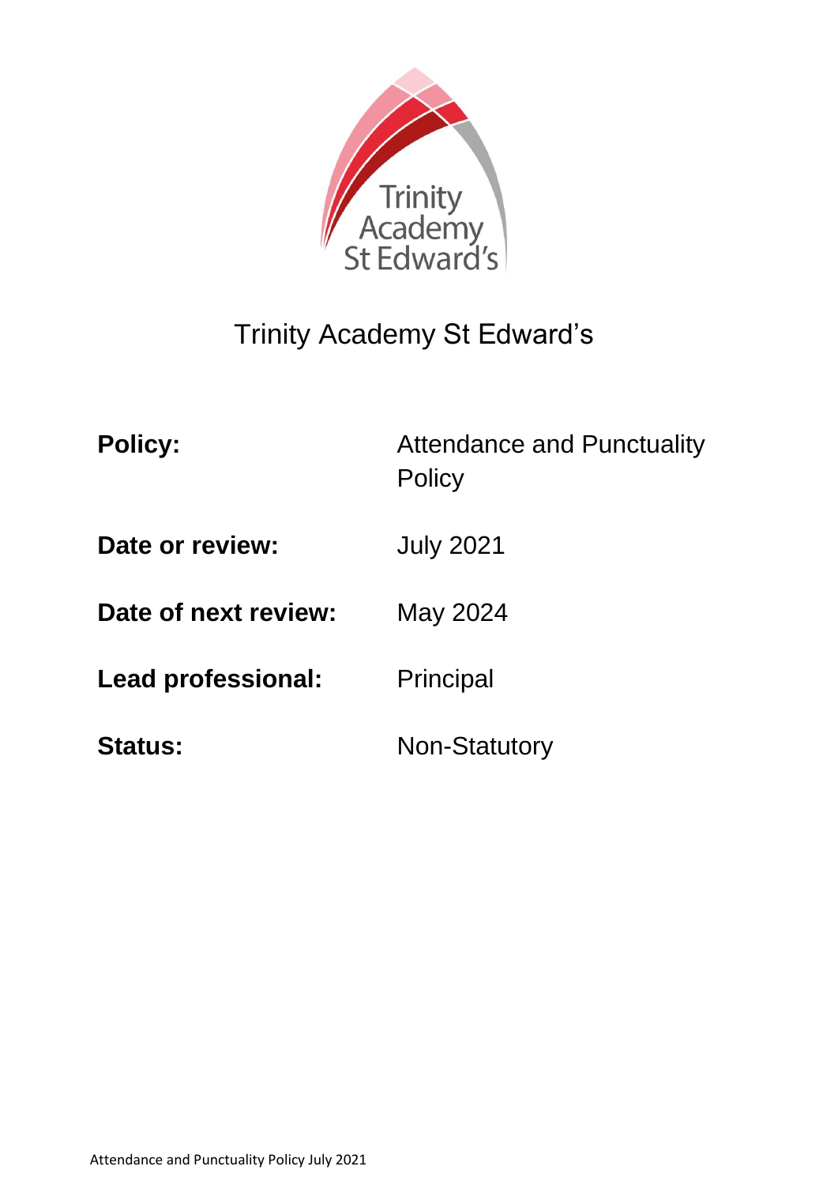# Trinity Academy St Edward's

| | |
|---|---|
| **Policy:** | Attendance and Punctuality Policy |
| **Date or review:** | July 2021 |
| **Date of next review:** | May 2024 |
| **Lead professional:** | Principal |
| **Status:** | Non-Statutory |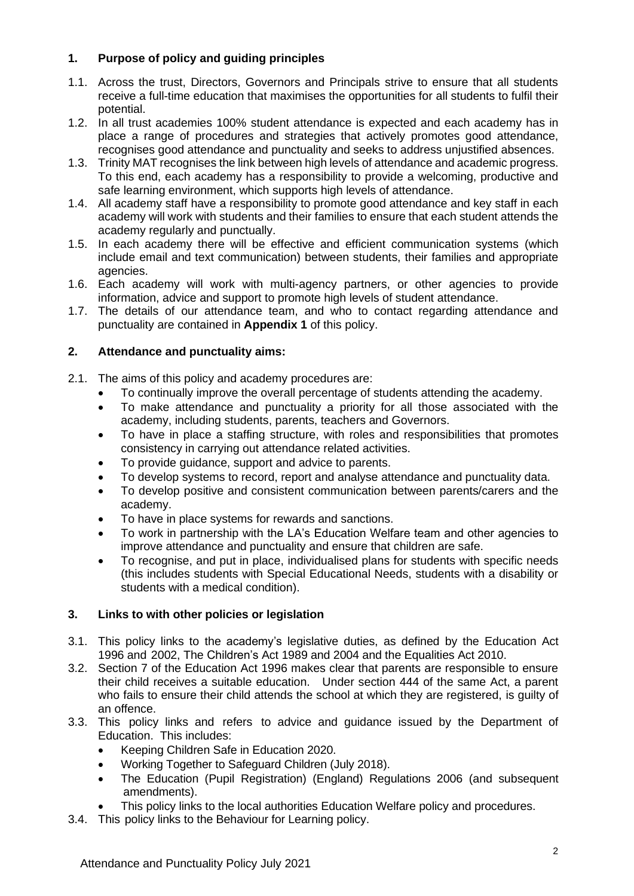## 1. Purpose of policy and guiding principles

1.1. Across the trust, Directors, Governors and Principals strive to ensure that all students receive a full-time education that maximises the opportunities for all students to fulfil their potential.

1.2. In all trust academies 100% student attendance is expected and each academy has in place a range of procedures and strategies that actively promotes good attendance, recognises good attendance and punctuality and seeks to address unjustified absences.

1.3. Trinity MAT recognises the link between high levels of attendance and academic progress. To this end, each academy has a responsibility to provide a welcoming, productive and safe learning environment, which supports high levels of attendance.

1.4. All academy staff have a responsibility to promote good attendance and key staff in each academy will work with students and their families to ensure that each student attends the academy regularly and punctually.

1.5. In each academy there will be effective and efficient communication systems (which include email and text communication) between students, their families and appropriate agencies.

1.6. Each academy will work with multi-agency partners, or other agencies to provide information, advice and support to promote high levels of student attendance.

1.7. The details of our attendance team, and who to contact regarding attendance and punctuality are contained in **Appendix 1** of this policy.

## 2. Attendance and punctuality aims:

2.1. The aims of this policy and academy procedures are:

- To continually improve the overall percentage of students attending the academy.
- To make attendance and punctuality a priority for all those associated with the academy, including students, parents, teachers and Governors.
- To have in place a staffing structure, with roles and responsibilities that promotes consistency in carrying out attendance related activities.
- To provide guidance, support and advice to parents.
- To develop systems to record, report and analyse attendance and punctuality data.
- To develop positive and consistent communication between parents/carers and the academy.
- To have in place systems for rewards and sanctions.
- To work in partnership with the LA's Education Welfare team and other agencies to improve attendance and punctuality and ensure that children are safe.
- To recognise, and put in place, individualised plans for students with specific needs (this includes students with Special Educational Needs, students with a disability or students with a medical condition).

## 3. Links to with other policies or legislation

3.1. This policy links to the academy's legislative duties, as defined by the Education Act 1996 and 2002, The Children's Act 1989 and 2004 and the Equalities Act 2010.

3.2. Section 7 of the Education Act 1996 makes clear that parents are responsible to ensure their child receives a suitable education. Under section 444 of the same Act, a parent who fails to ensure their child attends the school at which they are registered, is guilty of an offence.

3.3. This policy links and refers to advice and guidance issued by the Department of Education. This includes:

- Keeping Children Safe in Education 2020.
- Working Together to Safeguard Children (July 2018).
- The Education (Pupil Registration) (England) Regulations 2006 (and subsequent amendments).
- This policy links to the local authorities Education Welfare policy and procedures.

3.4. This policy links to the Behaviour for Learning policy.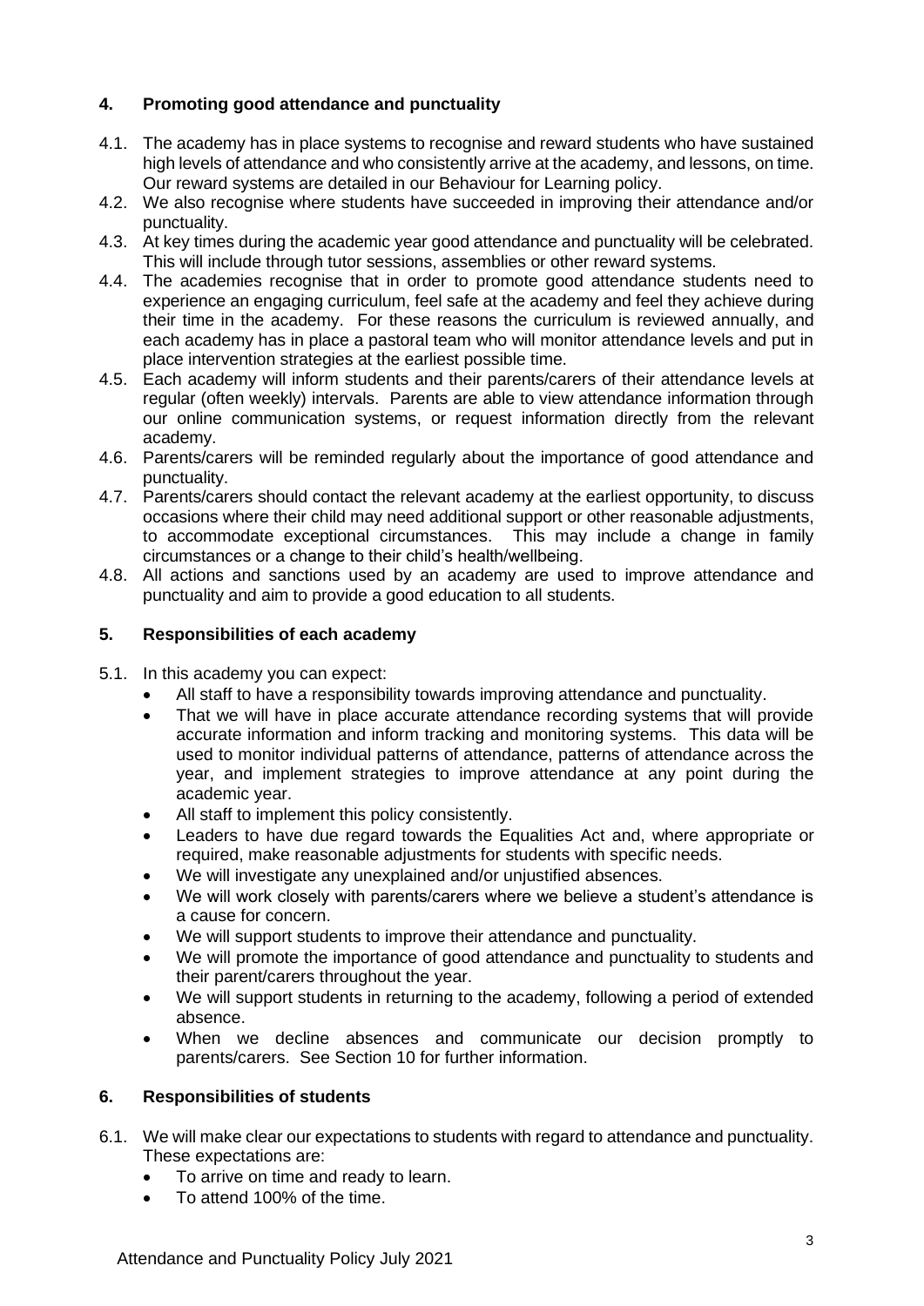## 4. Promoting good attendance and punctuality

4.1. The academy has in place systems to recognise and reward students who have sustained high levels of attendance and who consistently arrive at the academy, and lessons, on time. Our reward systems are detailed in our Behaviour for Learning policy.

4.2. We also recognise where students have succeeded in improving their attendance and/or punctuality.

4.3. At key times during the academic year good attendance and punctuality will be celebrated. This will include through tutor sessions, assemblies or other reward systems.

4.4. The academies recognise that in order to promote good attendance students need to experience an engaging curriculum, feel safe at the academy and feel they achieve during their time in the academy. For these reasons the curriculum is reviewed annually, and each academy has in place a pastoral team who will monitor attendance levels and put in place intervention strategies at the earliest possible time.

4.5. Each academy will inform students and their parents/carers of their attendance levels at regular (often weekly) intervals. Parents are able to view attendance information through our online communication systems, or request information directly from the relevant academy.

4.6. Parents/carers will be reminded regularly about the importance of good attendance and punctuality.

4.7. Parents/carers should contact the relevant academy at the earliest opportunity, to discuss occasions where their child may need additional support or other reasonable adjustments, to accommodate exceptional circumstances. This may include a change in family circumstances or a change to their child's health/wellbeing.

4.8. All actions and sanctions used by an academy are used to improve attendance and punctuality and aim to provide a good education to all students.

## 5. Responsibilities of each academy

5.1. In this academy you can expect:

- All staff to have a responsibility towards improving attendance and punctuality.
- That we will have in place accurate attendance recording systems that will provide accurate information and inform tracking and monitoring systems. This data will be used to monitor individual patterns of attendance, patterns of attendance across the year, and implement strategies to improve attendance at any point during the academic year.
- All staff to implement this policy consistently.
- Leaders to have due regard towards the Equalities Act and, where appropriate or required, make reasonable adjustments for students with specific needs.
- We will investigate any unexplained and/or unjustified absences.
- We will work closely with parents/carers where we believe a student's attendance is a cause for concern.
- We will support students to improve their attendance and punctuality.
- We will promote the importance of good attendance and punctuality to students and their parent/carers throughout the year.
- We will support students in returning to the academy, following a period of extended absence.
- When we decline absences and communicate our decision promptly to parents/carers. See Section 10 for further information.

## 6. Responsibilities of students

6.1. We will make clear our expectations to students with regard to attendance and punctuality. These expectations are:

- To arrive on time and ready to learn.
- To attend 100% of the time.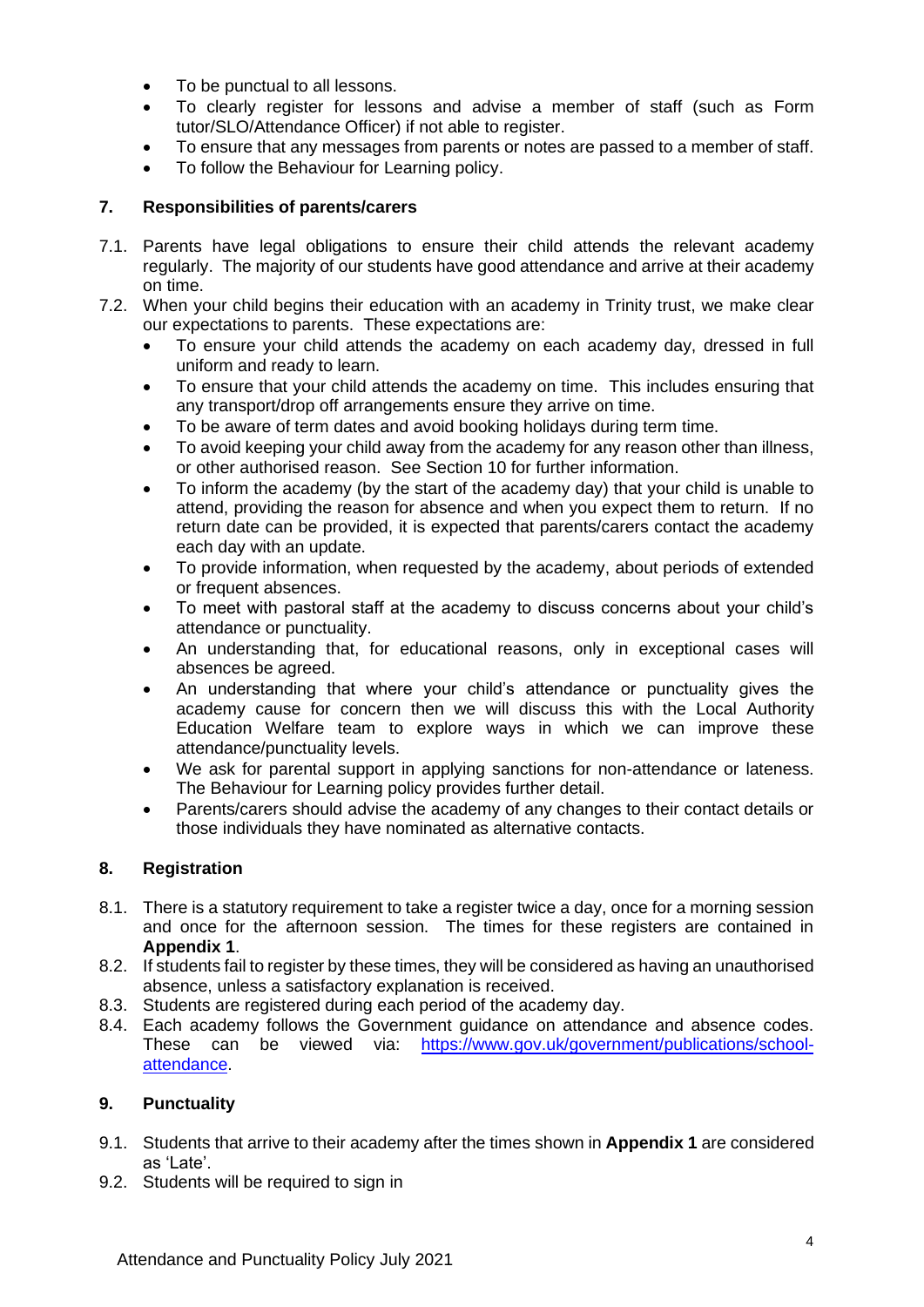- To be punctual to all lessons.
- To clearly register for lessons and advise a member of staff (such as Form tutor/SLO/Attendance Officer) if not able to register.
- To ensure that any messages from parents or notes are passed to a member of staff.
- To follow the Behaviour for Learning policy.

## 7. Responsibilities of parents/carers

7.1. Parents have legal obligations to ensure their child attends the relevant academy regularly. The majority of our students have good attendance and arrive at their academy on time.

7.2. When your child begins their education with an academy in Trinity trust, we make clear our expectations to parents. These expectations are:

- To ensure your child attends the academy on each academy day, dressed in full uniform and ready to learn.
- To ensure that your child attends the academy on time. This includes ensuring that any transport/drop off arrangements ensure they arrive on time.
- To be aware of term dates and avoid booking holidays during term time.
- To avoid keeping your child away from the academy for any reason other than illness, or other authorised reason. See Section 10 for further information.
- To inform the academy (by the start of the academy day) that your child is unable to attend, providing the reason for absence and when you expect them to return. If no return date can be provided, it is expected that parents/carers contact the academy each day with an update.
- To provide information, when requested by the academy, about periods of extended or frequent absences.
- To meet with pastoral staff at the academy to discuss concerns about your child's attendance or punctuality.
- An understanding that, for educational reasons, only in exceptional cases will absences be agreed.
- An understanding that where your child's attendance or punctuality gives the academy cause for concern then we will discuss this with the Local Authority Education Welfare team to explore ways in which we can improve these attendance/punctuality levels.
- We ask for parental support in applying sanctions for non-attendance or lateness. The Behaviour for Learning policy provides further detail.
- Parents/carers should advise the academy of any changes to their contact details or those individuals they have nominated as alternative contacts.

## 8. Registration

8.1. There is a statutory requirement to take a register twice a day, once for a morning session and once for the afternoon session. The times for these registers are contained in **Appendix 1**.

8.2. If students fail to register by these times, they will be considered as having an unauthorised absence, unless a satisfactory explanation is received.

8.3. Students are registered during each period of the academy day.

8.4. Each academy follows the Government guidance on attendance and absence codes. These can be viewed via: [https://www.gov.uk/government/publications/school-attendance](https://www.gov.uk/government/publications/school-attendance).

## 9. Punctuality

9.1. Students that arrive to their academy after the times shown in **Appendix 1** are considered as 'Late'.

9.2. Students will be required to sign in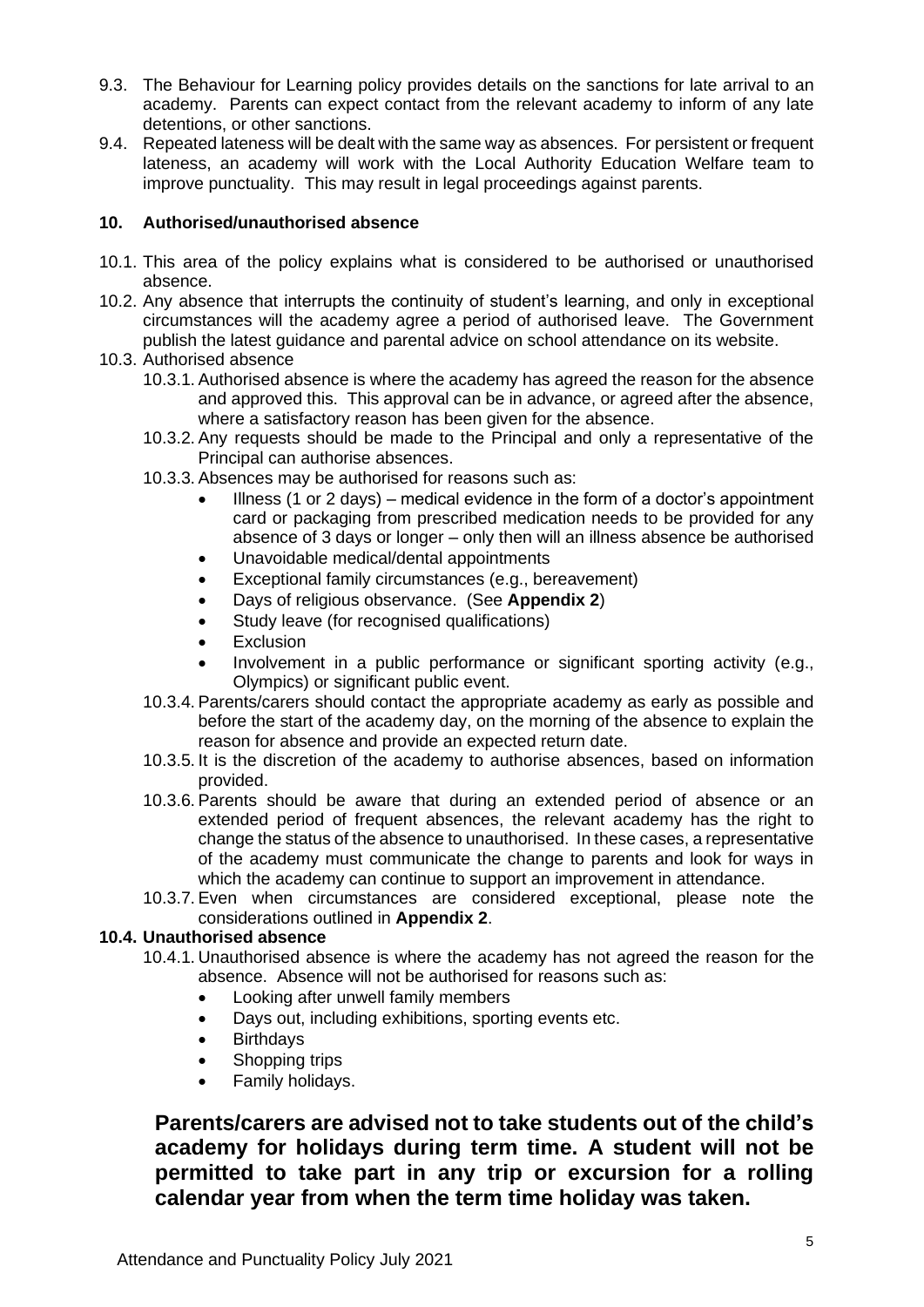9.3. The Behaviour for Learning policy provides details on the sanctions for late arrival to an academy. Parents can expect contact from the relevant academy to inform of any late detentions, or other sanctions.

9.4. Repeated lateness will be dealt with the same way as absences. For persistent or frequent lateness, an academy will work with the Local Authority Education Welfare team to improve punctuality. This may result in legal proceedings against parents.

## 10. Authorised/unauthorised absence

10.1. This area of the policy explains what is considered to be authorised or unauthorised absence.

10.2. Any absence that interrupts the continuity of student's learning, and only in exceptional circumstances will the academy agree a period of authorised leave. The Government publish the latest guidance and parental advice on school attendance on its website.

10.3. Authorised absence

10.3.1. Authorised absence is where the academy has agreed the reason for the absence and approved this. This approval can be in advance, or agreed after the absence, where a satisfactory reason has been given for the absence.

10.3.2. Any requests should be made to the Principal and only a representative of the Principal can authorise absences.

10.3.3. Absences may be authorised for reasons such as:

- Illness (1 or 2 days) – medical evidence in the form of a doctor's appointment card or packaging from prescribed medication needs to be provided for any absence of 3 days or longer – only then will an illness absence be authorised
- Unavoidable medical/dental appointments
- Exceptional family circumstances (e.g., bereavement)
- Days of religious observance. (See **Appendix 2**)
- Study leave (for recognised qualifications)
- Exclusion
- Involvement in a public performance or significant sporting activity (e.g., Olympics) or significant public event.

10.3.4. Parents/carers should contact the appropriate academy as early as possible and before the start of the academy day, on the morning of the absence to explain the reason for absence and provide an expected return date.

10.3.5. It is the discretion of the academy to authorise absences, based on information provided.

10.3.6. Parents should be aware that during an extended period of absence or an extended period of frequent absences, the relevant academy has the right to change the status of the absence to unauthorised. In these cases, a representative of the academy must communicate the change to parents and look for ways in which the academy can continue to support an improvement in attendance.

10.3.7. Even when circumstances are considered exceptional, please note the considerations outlined in **Appendix 2**.

**10.4. Unauthorised absence**

10.4.1. Unauthorised absence is where the academy has not agreed the reason for the absence. Absence will not be authorised for reasons such as:

- Looking after unwell family members
- Days out, including exhibitions, sporting events etc.
- Birthdays
- Shopping trips
- Family holidays.

**Parents/carers are advised not to take students out of the child's academy for holidays during term time. A student will not be permitted to take part in any trip or excursion for a rolling calendar year from when the term time holiday was taken.**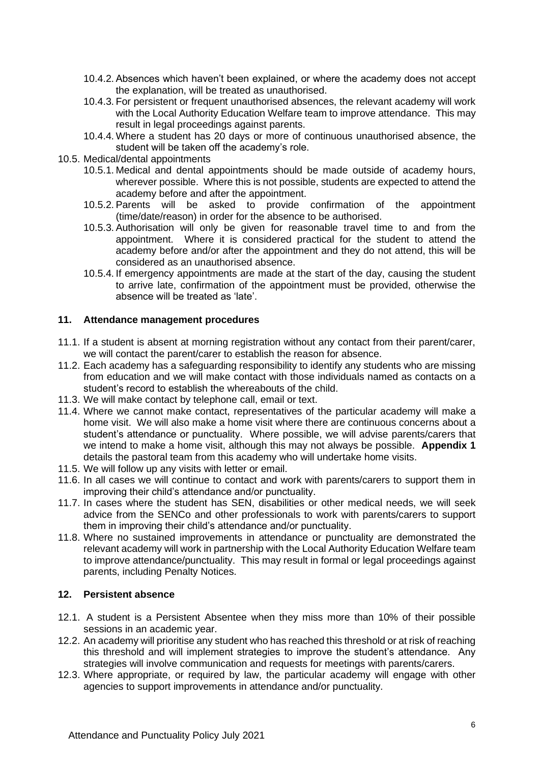- 10.4.2. Absences which haven't been explained, or where the academy does not accept the explanation, will be treated as unauthorised.
- 10.4.3. For persistent or frequent unauthorised absences, the relevant academy will work with the Local Authority Education Welfare team to improve attendance. This may result in legal proceedings against parents.
- 10.4.4. Where a student has 20 days or more of continuous unauthorised absence, the student will be taken off the academy's role.

10.5. Medical/dental appointments

- 10.5.1. Medical and dental appointments should be made outside of academy hours, wherever possible. Where this is not possible, students are expected to attend the academy before and after the appointment.
- 10.5.2. Parents will be asked to provide confirmation of the appointment (time/date/reason) in order for the absence to be authorised.
- 10.5.3. Authorisation will only be given for reasonable travel time to and from the appointment. Where it is considered practical for the student to attend the academy before and/or after the appointment and they do not attend, this will be considered as an unauthorised absence.
- 10.5.4. If emergency appointments are made at the start of the day, causing the student to arrive late, confirmation of the appointment must be provided, otherwise the absence will be treated as 'late'.

## 11. Attendance management procedures

11.1. If a student is absent at morning registration without any contact from their parent/carer, we will contact the parent/carer to establish the reason for absence.

11.2. Each academy has a safeguarding responsibility to identify any students who are missing from education and we will make contact with those individuals named as contacts on a student's record to establish the whereabouts of the child.

11.3. We will make contact by telephone call, email or text.

11.4. Where we cannot make contact, representatives of the particular academy will make a home visit. We will also make a home visit where there are continuous concerns about a student's attendance or punctuality. Where possible, we will advise parents/carers that we intend to make a home visit, although this may not always be possible. **Appendix 1** details the pastoral team from this academy who will undertake home visits.

11.5. We will follow up any visits with letter or email.

11.6. In all cases we will continue to contact and work with parents/carers to support them in improving their child's attendance and/or punctuality.

11.7. In cases where the student has SEN, disabilities or other medical needs, we will seek advice from the SENCo and other professionals to work with parents/carers to support them in improving their child's attendance and/or punctuality.

11.8. Where no sustained improvements in attendance or punctuality are demonstrated the relevant academy will work in partnership with the Local Authority Education Welfare team to improve attendance/punctuality. This may result in formal or legal proceedings against parents, including Penalty Notices.

## 12. Persistent absence

12.1. A student is a Persistent Absentee when they miss more than 10% of their possible sessions in an academic year.

12.2. An academy will prioritise any student who has reached this threshold or at risk of reaching this threshold and will implement strategies to improve the student's attendance. Any strategies will involve communication and requests for meetings with parents/carers.

12.3. Where appropriate, or required by law, the particular academy will engage with other agencies to support improvements in attendance and/or punctuality.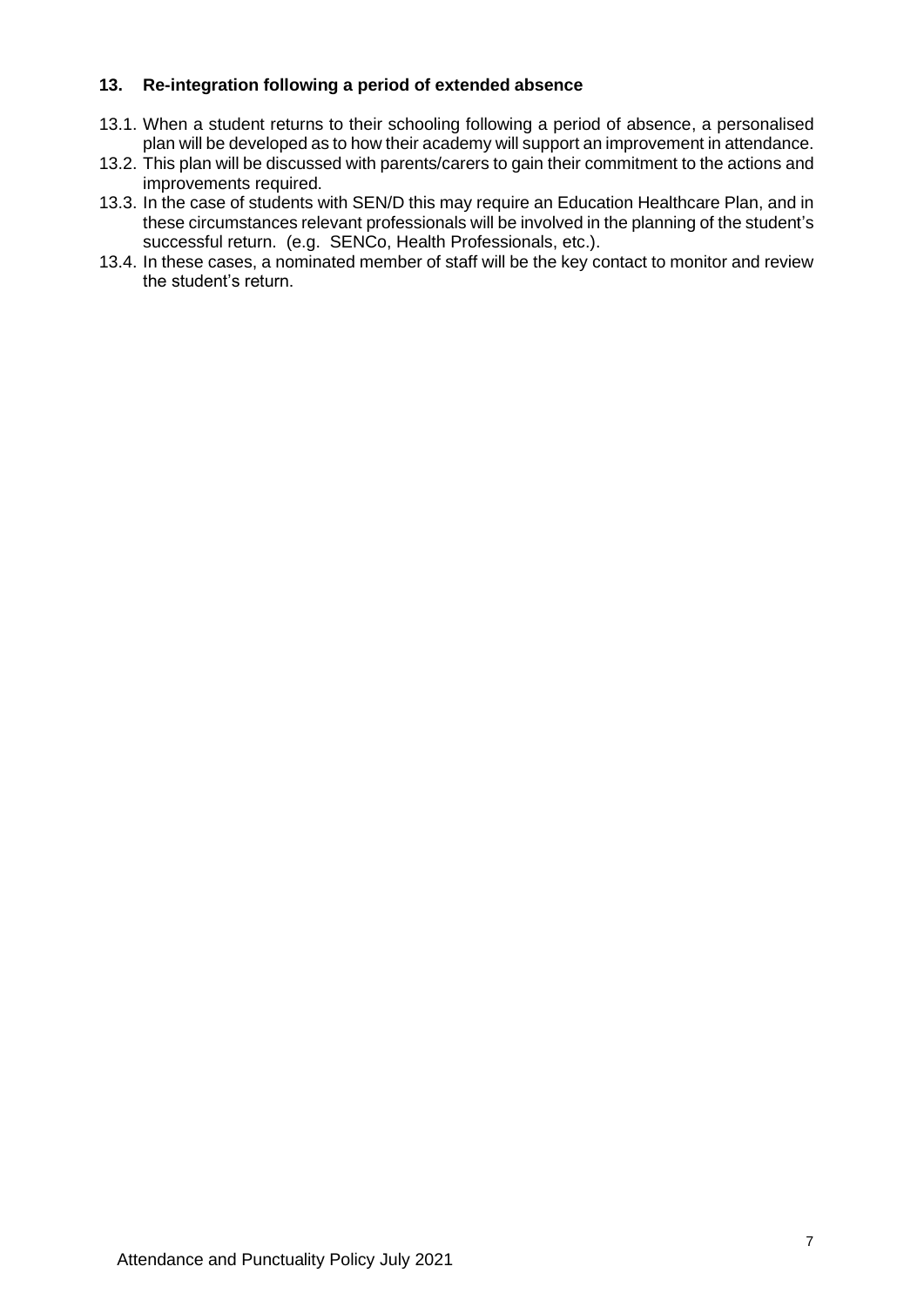## 13. Re-integration following a period of extended absence

13.1. When a student returns to their schooling following a period of absence, a personalised plan will be developed as to how their academy will support an improvement in attendance.

13.2. This plan will be discussed with parents/carers to gain their commitment to the actions and improvements required.

13.3. In the case of students with SEN/D this may require an Education Healthcare Plan, and in these circumstances relevant professionals will be involved in the planning of the student's successful return. (e.g. SENCo, Health Professionals, etc.).

13.4. In these cases, a nominated member of staff will be the key contact to monitor and review the student's return.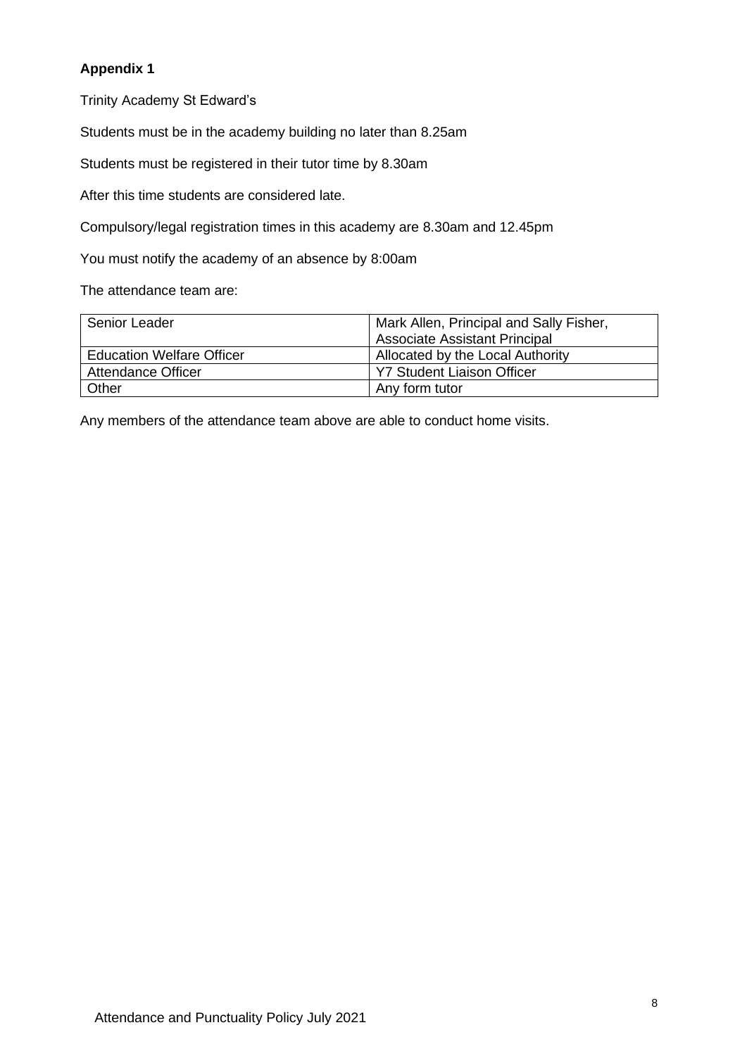**Appendix 1**

Trinity Academy St Edward's

Students must be in the academy building no later than 8.25am

Students must be registered in their tutor time by 8.30am

After this time students are considered late.

Compulsory/legal registration times in this academy are 8.30am and 12.45pm

You must notify the academy of an absence by 8:00am

The attendance team are:

| Senior Leader | Mark Allen, Principal and Sally Fisher, Associate Assistant Principal |
|---|---|
| Education Welfare Officer | Allocated by the Local Authority |
| Attendance Officer | Y7 Student Liaison Officer |
| Other | Any form tutor |

Any members of the attendance team above are able to conduct home visits.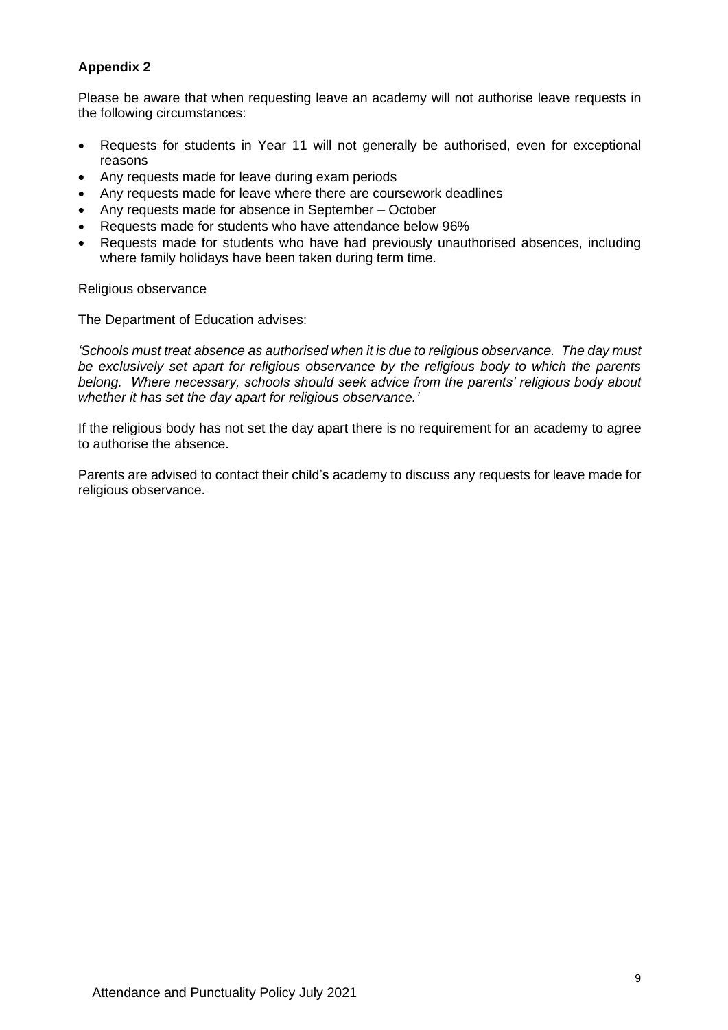**Appendix 2**

Please be aware that when requesting leave an academy will not authorise leave requests in the following circumstances:

- Requests for students in Year 11 will not generally be authorised, even for exceptional reasons
- Any requests made for leave during exam periods
- Any requests made for leave where there are coursework deadlines
- Any requests made for absence in September – October
- Requests made for students who have attendance below 96%
- Requests made for students who have had previously unauthorised absences, including where family holidays have been taken during term time.

Religious observance

The Department of Education advises:

*'Schools must treat absence as authorised when it is due to religious observance. The day must be exclusively set apart for religious observance by the religious body to which the parents belong. Where necessary, schools should seek advice from the parents' religious body about whether it has set the day apart for religious observance.'*

If the religious body has not set the day apart there is no requirement for an academy to agree to authorise the absence.

Parents are advised to contact their child's academy to discuss any requests for leave made for religious observance.